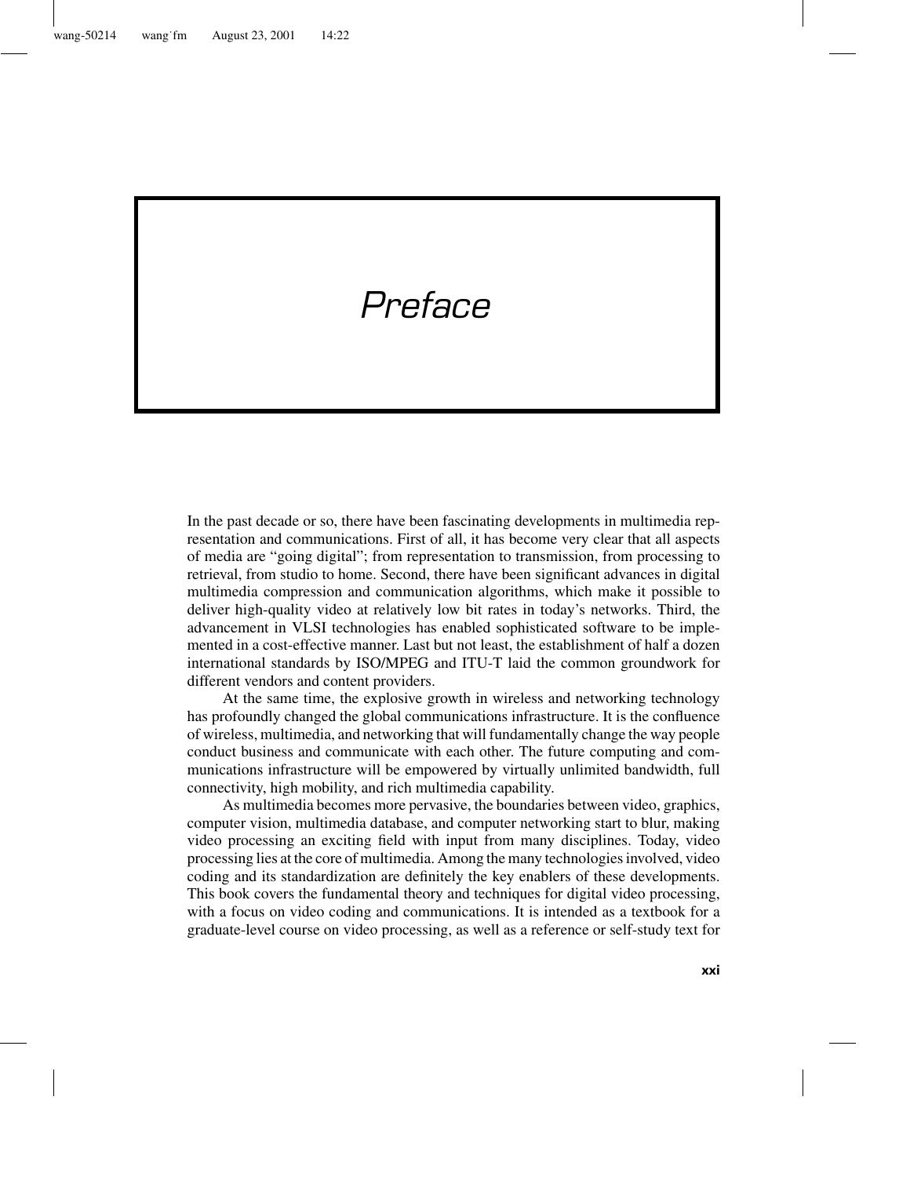# Preface

In the past decade or so, there have been fascinating developments in multimedia representation and communications. First of all, it has become very clear that all aspects of media are "going digital"; from representation to transmission, from processing to retrieval, from studio to home. Second, there have been significant advances in digital multimedia compression and communication algorithms, which make it possible to deliver high-quality video at relatively low bit rates in today's networks. Third, the advancement in VLSI technologies has enabled sophisticated software to be implemented in a cost-effective manner. Last but not least, the establishment of half a dozen international standards by ISO/MPEG and ITU-T laid the common groundwork for different vendors and content providers.

At the same time, the explosive growth in wireless and networking technology has profoundly changed the global communications infrastructure. It is the confluence of wireless, multimedia, and networking that will fundamentally change the way people conduct business and communicate with each other. The future computing and communications infrastructure will be empowered by virtually unlimited bandwidth, full connectivity, high mobility, and rich multimedia capability.

As multimedia becomes more pervasive, the boundaries between video, graphics, computer vision, multimedia database, and computer networking start to blur, making video processing an exciting field with input from many disciplines. Today, video processing lies at the core of multimedia. Among the many technologies involved, video coding and its standardization are definitely the key enablers of these developments. This book covers the fundamental theory and techniques for digital video processing, with a focus on video coding and communications. It is intended as a textbook for a graduate-level course on video processing, as well as a reference or self-study text for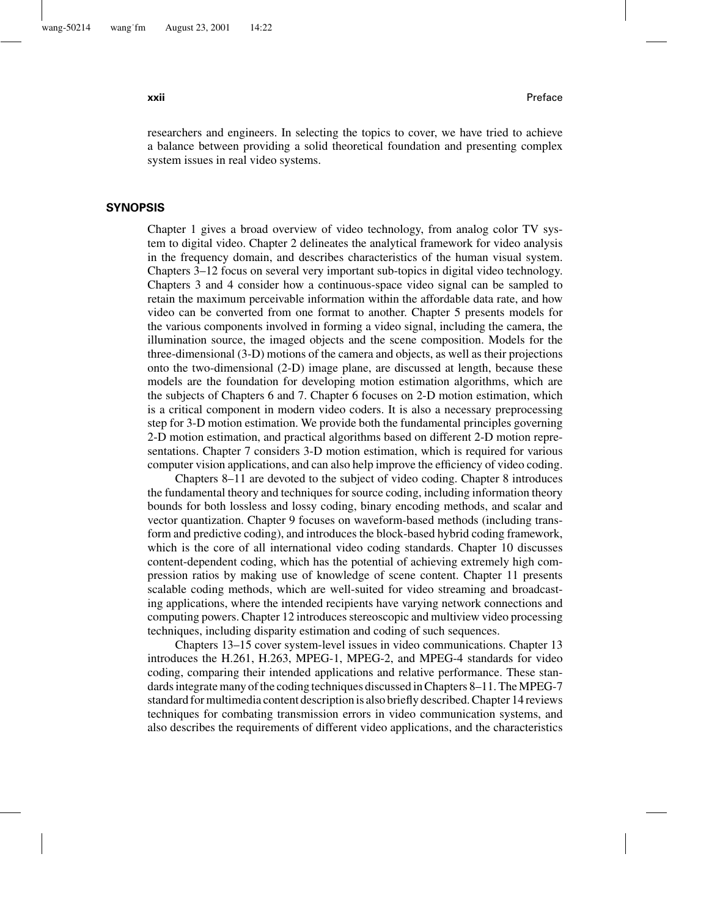researchers and engineers. In selecting the topics to cover, we have tried to achieve a balance between providing a solid theoretical foundation and presenting complex system issues in real video systems.

## SYNOPSIS

Chapter 1 gives a broad overview of video technology, from analog color TV system to digital video. Chapter 2 delineates the analytical framework for video analysis in the frequency domain, and describes characteristics of the human visual system. Chapters 3–12 focus on several very important sub-topics in digital video technology. Chapters 3 and 4 consider how a continuous-space video signal can be sampled to retain the maximum perceivable information within the affordable data rate, and how video can be converted from one format to another. Chapter 5 presents models for the various components involved in forming a video signal, including the camera, the illumination source, the imaged objects and the scene composition. Models for the three-dimensional (3-D) motions of the camera and objects, as well as their projections onto the two-dimensional (2-D) image plane, are discussed at length, because these models are the foundation for developing motion estimation algorithms, which are the subjects of Chapters 6 and 7. Chapter 6 focuses on 2-D motion estimation, which is a critical component in modern video coders. It is also a necessary preprocessing step for 3-D motion estimation. We provide both the fundamental principles governing 2-D motion estimation, and practical algorithms based on different 2-D motion representations. Chapter 7 considers 3-D motion estimation, which is required for various computer vision applications, and can also help improve the efficiency of video coding.

Chapters 8–11 are devoted to the subject of video coding. Chapter 8 introduces the fundamental theory and techniques for source coding, including information theory bounds for both lossless and lossy coding, binary encoding methods, and scalar and vector quantization. Chapter 9 focuses on waveform-based methods (including transform and predictive coding), and introduces the block-based hybrid coding framework, which is the core of all international video coding standards. Chapter 10 discusses content-dependent coding, which has the potential of achieving extremely high compression ratios by making use of knowledge of scene content. Chapter 11 presents scalable coding methods, which are well-suited for video streaming and broadcasting applications, where the intended recipients have varying network connections and computing powers. Chapter 12 introduces stereoscopic and multiview video processing techniques, including disparity estimation and coding of such sequences.

Chapters 13–15 cover system-level issues in video communications. Chapter 13 introduces the H.261, H.263, MPEG-1, MPEG-2, and MPEG-4 standards for video coding, comparing their intended applications and relative performance. These standards integrate many of the coding techniques discussed in Chapters 8–11. The MPEG-7 standard for multimedia content description is also briefly described. Chapter 14 reviews techniques for combating transmission errors in video communication systems, and also describes the requirements of different video applications, and the characteristics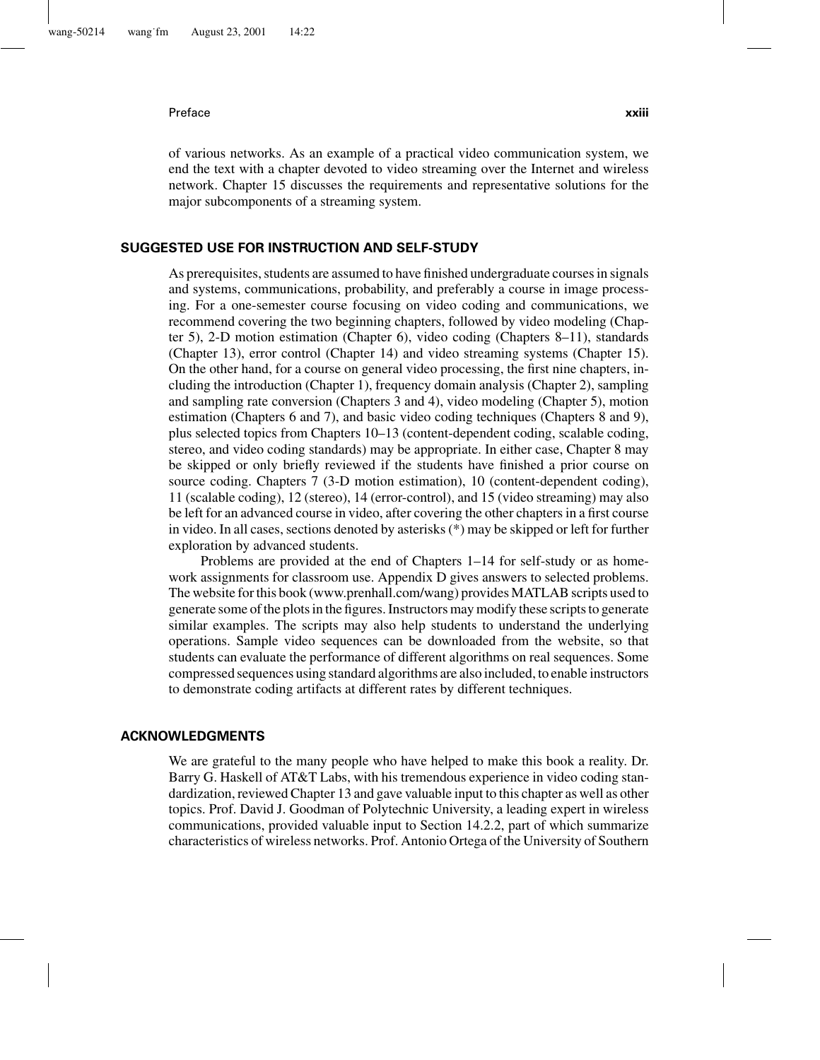of various networks. As an example of a practical video communication system, we end the text with a chapter devoted to video streaming over the Internet and wireless network. Chapter 15 discusses the requirements and representative solutions for the major subcomponents of a streaming system.

## SUGGESTED USE FOR INSTRUCTION AND SELF-STUDY

As prerequisites, students are assumed to have finished undergraduate courses in signals and systems, communications, probability, and preferably a course in image processing. For a one-semester course focusing on video coding and communications, we recommend covering the two beginning chapters, followed by video modeling (Chapter 5), 2-D motion estimation (Chapter 6), video coding (Chapters 8–11), standards (Chapter 13), error control (Chapter 14) and video streaming systems (Chapter 15). On the other hand, for a course on general video processing, the first nine chapters, including the introduction (Chapter 1), frequency domain analysis (Chapter 2), sampling and sampling rate conversion (Chapters 3 and 4), video modeling (Chapter 5), motion estimation (Chapters 6 and 7), and basic video coding techniques (Chapters 8 and 9), plus selected topics from Chapters 10–13 (content-dependent coding, scalable coding, stereo, and video coding standards) may be appropriate. In either case, Chapter 8 may be skipped or only briefly reviewed if the students have finished a prior course on source coding. Chapters 7 (3-D motion estimation), 10 (content-dependent coding), 11 (scalable coding), 12 (stereo), 14 (error-control), and 15 (video streaming) may also be left for an advanced course in video, after covering the other chapters in a first course in video. In all cases, sections denoted by asterisks (*) may be skipped or left for further exploration by advanced students.

Problems are provided at the end of Chapters 1–14 for self-study or as homework assignments for classroom use. Appendix D gives answers to selected problems. The website for this book (www.prenhall.com/wang) provides MATLAB scripts used to generate some of the plots in the figures. Instructors may modify these scripts to generate similar examples. The scripts may also help students to understand the underlying operations. Sample video sequences can be downloaded from the website, so that students can evaluate the performance of different algorithms on real sequences. Some compressed sequences using standard algorithms are also included, to enable instructors to demonstrate coding artifacts at different rates by different techniques.

## ACKNOWLEDGMENTS

We are grateful to the many people who have helped to make this book a reality. Dr. Barry G. Haskell of AT&T Labs, with his tremendous experience in video coding standardization, reviewed Chapter 13 and gave valuable input to this chapter as well as other topics. Prof. David J. Goodman of Polytechnic University, a leading expert in wireless communications, provided valuable input to Section 14.2.2, part of which summarize characteristics of wireless networks. Prof. Antonio Ortega of the University of Southern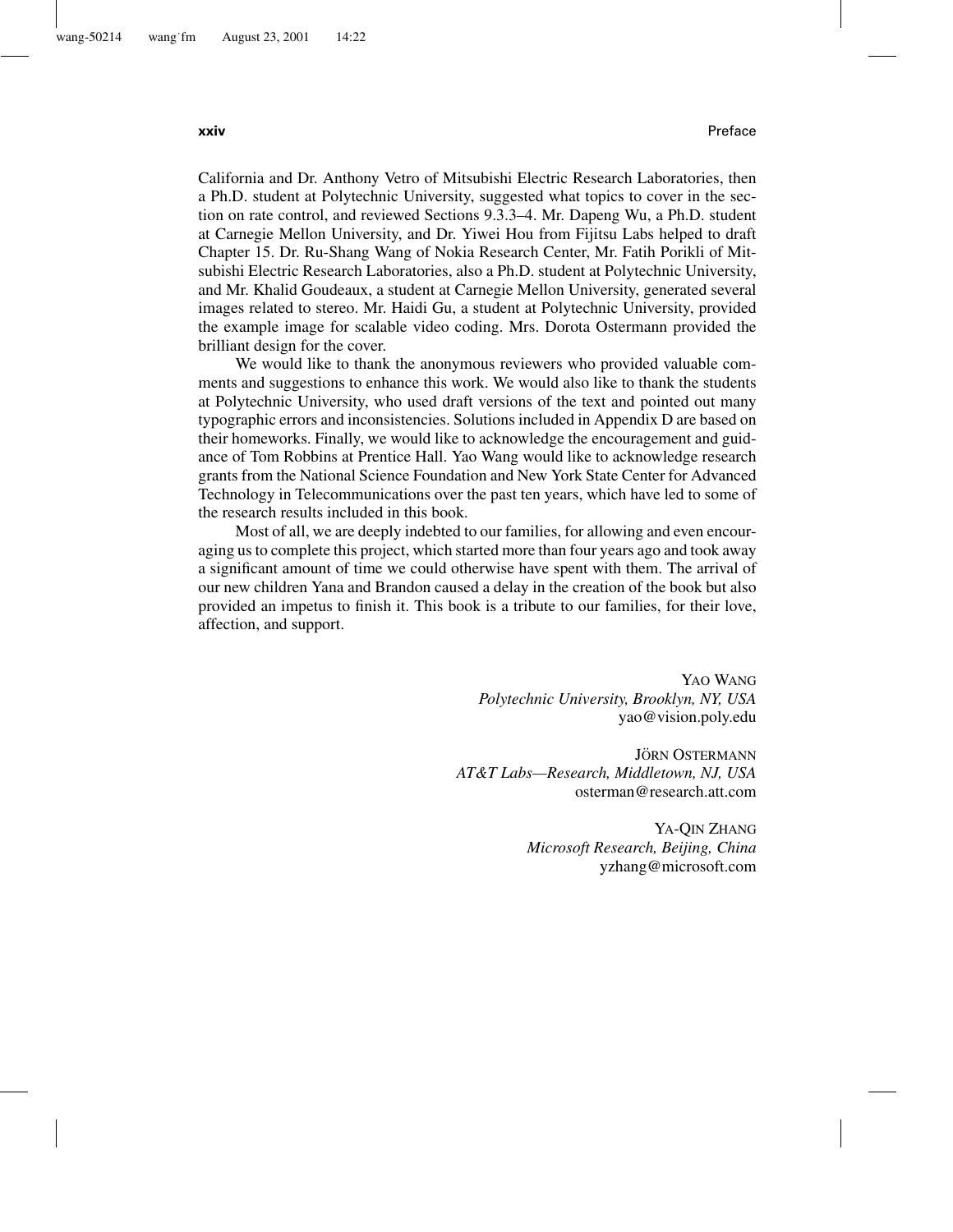California and Dr. Anthony Vetro of Mitsubishi Electric Research Laboratories, then a Ph.D. student at Polytechnic University, suggested what topics to cover in the section on rate control, and reviewed Sections 9.3.3–4. Mr. Dapeng Wu, a Ph.D. student at Carnegie Mellon University, and Dr. Yiwei Hou from Fijitsu Labs helped to draft Chapter 15. Dr. Ru-Shang Wang of Nokia Research Center, Mr. Fatih Porikli of Mitsubishi Electric Research Laboratories, also a Ph.D. student at Polytechnic University, and Mr. Khalid Goudeaux, a student at Carnegie Mellon University, generated several images related to stereo. Mr. Haidi Gu, a student at Polytechnic University, provided the example image for scalable video coding. Mrs. Dorota Ostermann provided the brilliant design for the cover.

We would like to thank the anonymous reviewers who provided valuable comments and suggestions to enhance this work. We would also like to thank the students at Polytechnic University, who used draft versions of the text and pointed out many typographic errors and inconsistencies. Solutions included in Appendix D are based on their homeworks. Finally, we would like to acknowledge the encouragement and guidance of Tom Robbins at Prentice Hall. Yao Wang would like to acknowledge research grants from the National Science Foundation and New York State Center for Advanced Technology in Telecommunications over the past ten years, which have led to some of the research results included in this book.

Most of all, we are deeply indebted to our families, for allowing and even encouraging us to complete this project, which started more than four years ago and took away a significant amount of time we could otherwise have spent with them. The arrival of our new children Yana and Brandon caused a delay in the creation of the book but also provided an impetus to finish it. This book is a tribute to our families, for their love, affection, and support.

YAO WANG
*Polytechnic University, Brooklyn, NY, USA*
yao@vision.poly.edu

JÖRN OSTERMANN
*AT&T Labs—Research, Middletown, NJ, USA*
osterman@research.att.com

YA-QIN ZHANG
*Microsoft Research, Beijing, China*
yzhang@microsoft.com